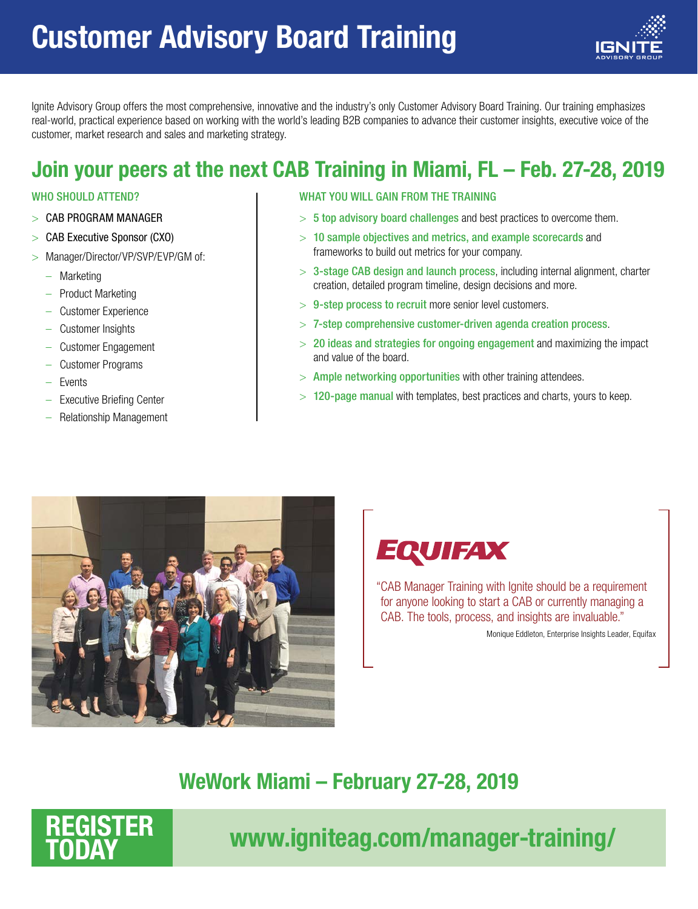# Customer Advisory Board Training

IGNITE ADVISORY GROUP

Ignite Advisory Group offers the most comprehensive, innovative and the industry's only Customer Advisory Board Training. Our training emphasizes real-world, practical experience based on working with the world's leading B2B companies to advance their customer insights, executive voice of the customer, market research and sales and marketing strategy.

## Join your peers at the next CAB Training in Miami, FL – Feb. 27-28, 2019

### WHO SHOULD ATTEND?

> CAB PROGRAM MANAGER
> CAB Executive Sponsor (CXO)
> Manager/Director/VP/SVP/EVP/GM of:
  – Marketing
  – Product Marketing
  – Customer Experience
  – Customer Insights
  – Customer Engagement
  – Customer Programs
  – Events
  – Executive Briefing Center
  – Relationship Management

### WHAT YOU WILL GAIN FROM THE TRAINING

> **5 top advisory board challenges** and best practices to overcome them.
> **10 sample objectives and metrics, and example scorecards** and frameworks to build out metrics for your company.
> **3-stage CAB design and launch process**, including internal alignment, charter creation, detailed program timeline, design decisions and more.
> **9-step process to recruit** more senior level customers.
> **7-step comprehensive customer-driven agenda creation process**.
> **20 ideas and strategies for ongoing engagement** and maximizing the impact and value of the board.
> **Ample networking opportunities** with other training attendees.
> **120-page manual** with templates, best practices and charts, yours to keep.

EQUIFAX

"CAB Manager Training with Ignite should be a requirement for anyone looking to start a CAB or currently managing a CAB. The tools, process, and insights are invaluable."

Monique Eddleton, Enterprise Insights Leader, Equifax

## WeWork Miami – February 27-28, 2019

**REGISTER TODAY** www.igniteag.com/manager-training/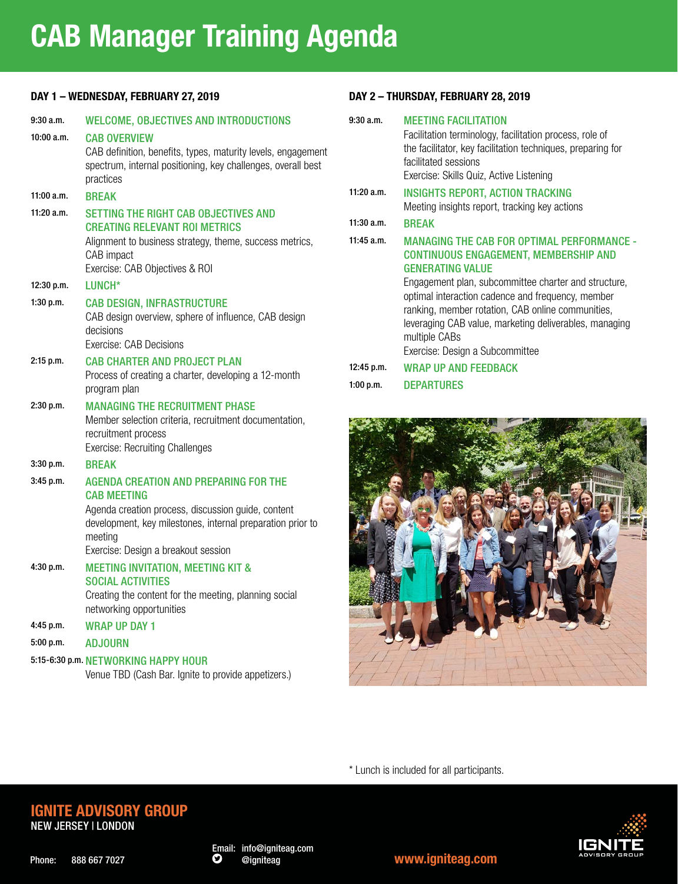# CAB Manager Training Agenda

## DAY 1 – WEDNESDAY, FEBRUARY 27, 2019

**9:30 a.m.** WELCOME, OBJECTIVES AND INTRODUCTIONS

**10:00 a.m.** CAB OVERVIEW
CAB definition, benefits, types, maturity levels, engagement spectrum, internal positioning, key challenges, overall best practices

**11:00 a.m.** BREAK

**11:20 a.m.** SETTING THE RIGHT CAB OBJECTIVES AND CREATING RELEVANT ROI METRICS
Alignment to business strategy, theme, success metrics, CAB impact
Exercise: CAB Objectives & ROI

**12:30 p.m.** LUNCH*

**1:30 p.m.** CAB DESIGN, INFRASTRUCTURE
CAB design overview, sphere of influence, CAB design decisions
Exercise: CAB Decisions

**2:15 p.m.** CAB CHARTER AND PROJECT PLAN
Process of creating a charter, developing a 12-month program plan

**2:30 p.m.** MANAGING THE RECRUITMENT PHASE
Member selection criteria, recruitment documentation, recruitment process
Exercise: Recruiting Challenges

**3:30 p.m.** BREAK

**3:45 p.m.** AGENDA CREATION AND PREPARING FOR THE CAB MEETING
Agenda creation process, discussion guide, content development, key milestones, internal preparation prior to meeting
Exercise: Design a breakout session

**4:30 p.m.** MEETING INVITATION, MEETING KIT & SOCIAL ACTIVITIES
Creating the content for the meeting, planning social networking opportunities

**4:45 p.m.** WRAP UP DAY 1

**5:00 p.m.** ADJOURN

**5:15-6:30 p.m.** NETWORKING HAPPY HOUR
Venue TBD (Cash Bar. Ignite to provide appetizers.)

## DAY 2 – THURSDAY, FEBRUARY 28, 2019

**9:30 a.m.** MEETING FACILITATION
Facilitation terminology, facilitation process, role of the facilitator, key facilitation techniques, preparing for facilitated sessions
Exercise: Skills Quiz, Active Listening

**11:20 a.m.** INSIGHTS REPORT, ACTION TRACKING
Meeting insights report, tracking key actions

**11:30 a.m.** BREAK

**11:45 a.m.** MANAGING THE CAB FOR OPTIMAL PERFORMANCE - CONTINUOUS ENGAGEMENT, MEMBERSHIP AND GENERATING VALUE
Engagement plan, subcommittee charter and structure, optimal interaction cadence and frequency, member ranking, member rotation, CAB online communities, leveraging CAB value, marketing deliverables, managing multiple CABs
Exercise: Design a Subcommittee

**12:45 p.m.** WRAP UP AND FEEDBACK

**1:00 p.m.** DEPARTURES

* Lunch is included for all participants.

**IGNITE ADVISORY GROUP**
NEW JERSEY | LONDON

Phone: 888 667 7027
Email: info@igniteag.com
@igniteag
www.igniteag.com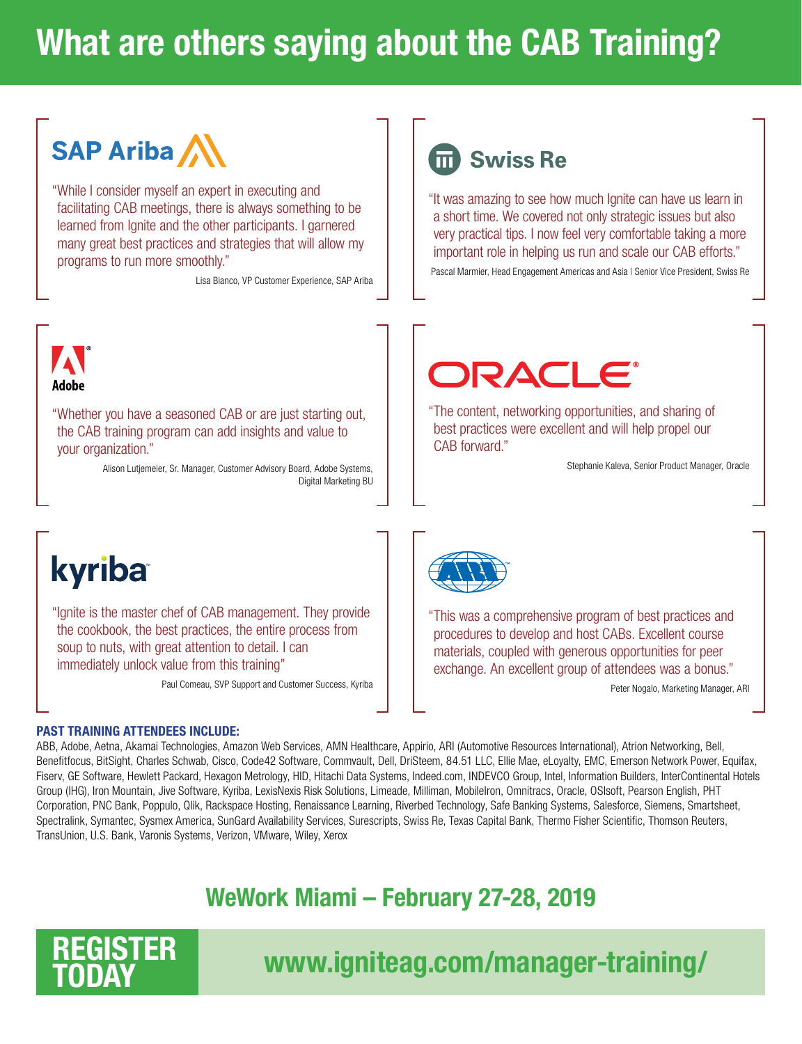# What are others saying about the CAB Training?

**SAP Ariba**

"While I consider myself an expert in executing and facilitating CAB meetings, there is always something to be learned from Ignite and the other participants. I garnered many great best practices and strategies that will allow my programs to run more smoothly."

Lisa Bianco, VP Customer Experience, SAP Ariba

**Swiss Re**

"It was amazing to see how much Ignite can have us learn in a short time. We covered not only strategic issues but also very practical tips. I now feel very comfortable taking a more important role in helping us run and scale our CAB efforts."

Pascal Marmier, Head Engagement Americas and Asia | Senior Vice President, Swiss Re

**Adobe**

"Whether you have a seasoned CAB or are just starting out, the CAB training program can add insights and value to your organization."

Alison Lutjemeier, Sr. Manager, Customer Advisory Board, Adobe Systems, Digital Marketing BU

**ORACLE**

"The content, networking opportunities, and sharing of best practices were excellent and will help propel our CAB forward."

Stephanie Kaleva, Senior Product Manager, Oracle

**kyriba**

"Ignite is the master chef of CAB management. They provide the cookbook, the best practices, the entire process from soup to nuts, with great attention to detail. I can immediately unlock value from this training"

Paul Comeau, SVP Support and Customer Success, Kyriba

**ARI**

"This was a comprehensive program of best practices and procedures to develop and host CABs. Excellent course materials, coupled with generous opportunities for peer exchange. An excellent group of attendees was a bonus."

Peter Nogalo, Marketing Manager, ARI

**PAST TRAINING ATTENDEES INCLUDE:**

ABB, Adobe, Aetna, Akamai Technologies, Amazon Web Services, AMN Healthcare, Appirio, ARI (Automotive Resources International), Atrion Networking, Bell, Benefitfocus, BitSight, Charles Schwab, Cisco, Code42 Software, Commvault, Dell, DriSteem, 84.51 LLC, Ellie Mae, eLoyalty, EMC, Emerson Network Power, Equifax, Fiserv, GE Software, Hewlett Packard, Hexagon Metrology, HID, Hitachi Data Systems, Indeed.com, INDEVCO Group, Intel, Information Builders, InterContinental Hotels Group (IHG), Iron Mountain, Jive Software, Kyriba, LexisNexis Risk Solutions, Limeade, Milliman, MobileIron, Omnitracs, Oracle, OSIsoft, Pearson English, PHT Corporation, PNC Bank, Poppulo, Qlik, Rackspace Hosting, Renaissance Learning, Riverbed Technology, Safe Banking Systems, Salesforce, Siemens, Smartsheet, Spectralink, Symantec, Sysmex America, SunGard Availability Services, Surescripts, Swiss Re, Texas Capital Bank, Thermo Fisher Scientific, Thomson Reuters, TransUnion, U.S. Bank, Varonis Systems, Verizon, VMware, Wiley, Xerox

## WeWork Miami – February 27-28, 2019

**REGISTER TODAY**

**www.igniteag.com/manager-training/**